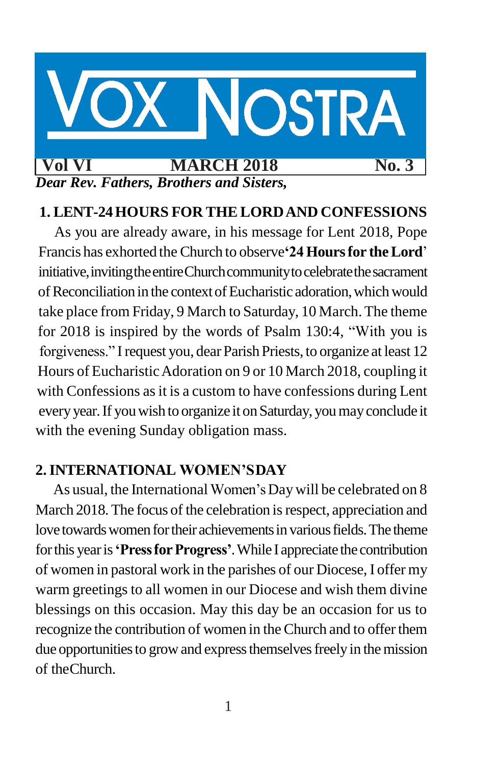# VOX NOSTRA

**Vol VI** | **MARCH 2018** | **No. 3**

***Dear Rev. Fathers, Brothers and Sisters,***

## 1. LENT-24 HOURS FOR THE LORD AND CONFESSIONS

As you are already aware, in his message for Lent 2018, Pope Francis has exhorted the Church to observe **'24 Hours for the Lord'** initiative, inviting the entire Church community to celebrate the sacrament of Reconciliation in the context of Eucharistic adoration, which would take place from Friday, 9 March to Saturday, 10 March. The theme for 2018 is inspired by the words of Psalm 130:4, "With you is forgiveness." I request you, dear Parish Priests, to organize at least 12 Hours of Eucharistic Adoration on 9 or 10 March 2018, coupling it with Confessions as it is a custom to have confessions during Lent every year. If you wish to organize it on Saturday, you may conclude it with the evening Sunday obligation mass.

## 2. INTERNATIONAL WOMEN'SDAY

As usual, the International Women's Day will be celebrated on 8 March 2018. The focus of the celebration is respect, appreciation and love towards women for their achievements in various fields. The theme for this year is **'Press for Progress'**. While I appreciate the contribution of women in pastoral work in the parishes of our Diocese, I offer my warm greetings to all women in our Diocese and wish them divine blessings on this occasion. May this day be an occasion for us to recognize the contribution of women in the Church and to offer them due opportunities to grow and express themselves freely in the mission of theChurch.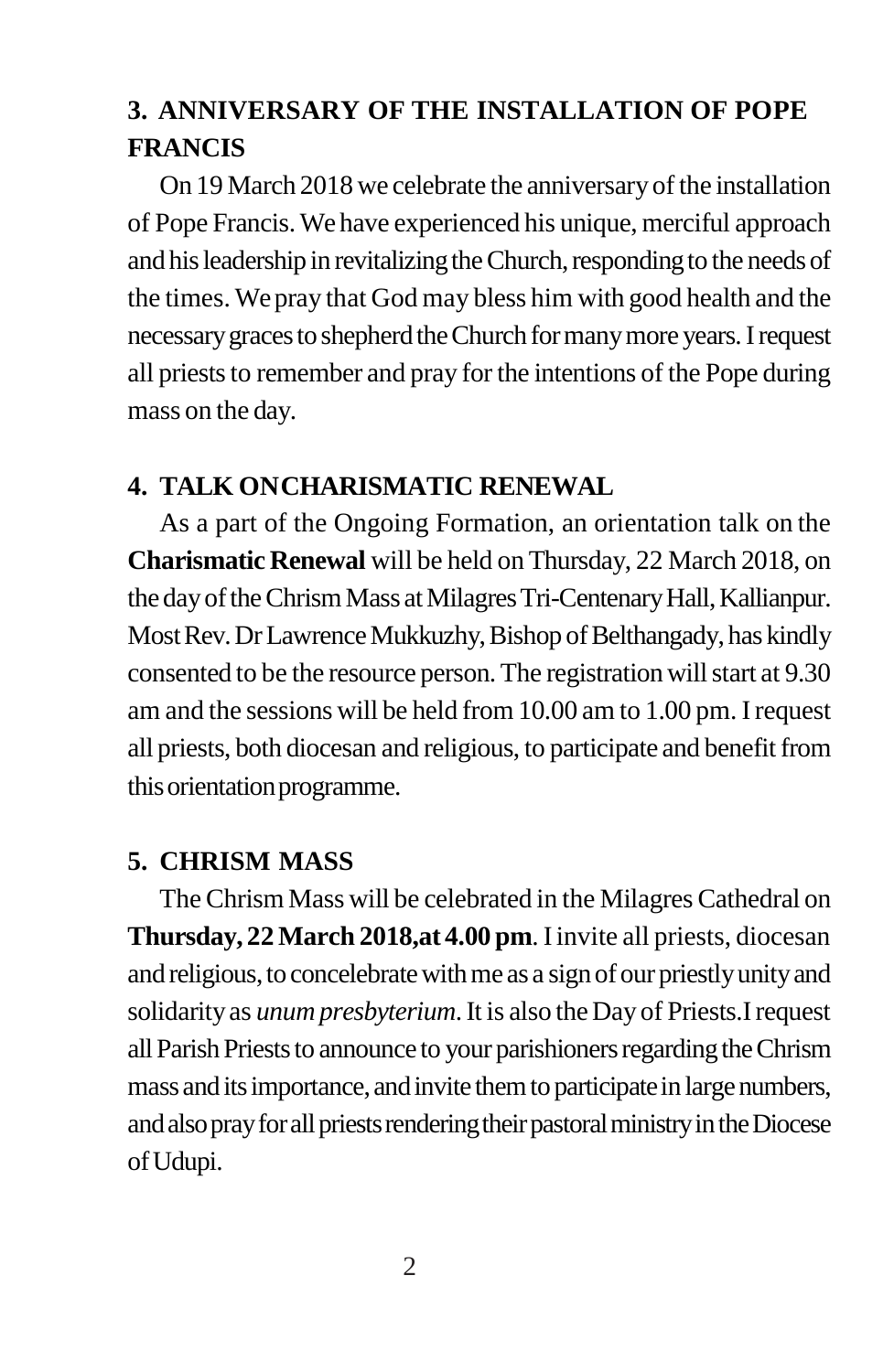## 3. ANNIVERSARY OF THE INSTALLATION OF POPE FRANCIS

On 19 March 2018 we celebrate the anniversary of the installation of Pope Francis. We have experienced his unique, merciful approach and his leadership in revitalizing the Church, responding to the needs of the times. We pray that God may bless him with good health and the necessary graces to shepherd the Church for many more years. I request all priests to remember and pray for the intentions of the Pope during mass on the day.

## 4. TALK ONCHARISMATIC RENEWAL

As a part of the Ongoing Formation, an orientation talk on the **Charismatic Renewal** will be held on Thursday, 22 March 2018, on the day of the Chrism Mass at Milagres Tri-Centenary Hall, Kallianpur. Most Rev. Dr Lawrence Mukkuzhy, Bishop of Belthangady, has kindly consented to be the resource person. The registration will start at 9.30 am and the sessions will be held from 10.00 am to 1.00 pm. I request all priests, both diocesan and religious, to participate and benefit from this orientation programme.

## 5. CHRISM MASS

The Chrism Mass will be celebrated in the Milagres Cathedral on **Thursday, 22 March 2018,at 4.00 pm**. I invite all priests, diocesan and religious, to concelebrate with me as a sign of our priestly unity and solidarity as *unum presbyterium*. It is also the Day of Priests.I request all Parish Priests to announce to your parishioners regarding the Chrism mass and its importance, and invite them to participate in large numbers, and also pray for all priests rendering their pastoral ministry in the Diocese of Udupi.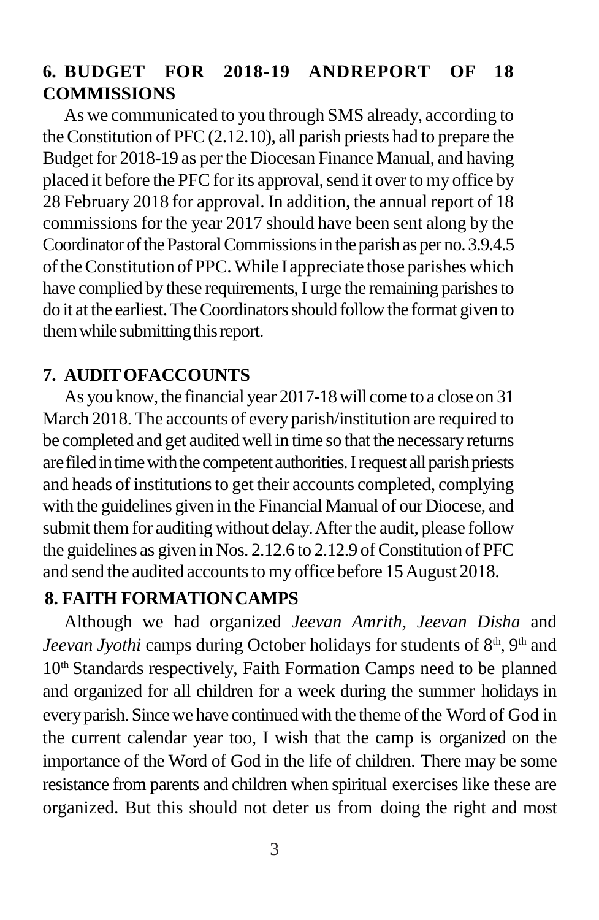## 6. BUDGET FOR 2018-19 ANDREPORT OF 18 COMMISSIONS

As we communicated to you through SMS already, according to the Constitution of PFC (2.12.10), all parish priests had to prepare the Budget for 2018-19 as per the Diocesan Finance Manual, and having placed it before the PFC for its approval, send it over to my office by 28 February 2018 for approval. In addition, the annual report of 18 commissions for the year 2017 should have been sent along by the Coordinator of the Pastoral Commissions in the parish as per no. 3.9.4.5 of the Constitution of PPC. While I appreciate those parishes which have complied by these requirements, I urge the remaining parishes to do it at the earliest. The Coordinators should follow the format given to them while submitting this report.

## 7. AUDIT OFACCOUNTS

As you know, the financial year 2017-18 will come to a close on 31 March 2018. The accounts of every parish/institution are required to be completed and get audited well in time so that the necessary returns are filed in time with the competent authorities. I request all parish priests and heads of institutions to get their accounts completed, complying with the guidelines given in the Financial Manual of our Diocese, and submit them for auditing without delay. After the audit, please follow the guidelines as given in Nos. 2.12.6 to 2.12.9 of Constitution of PFC and send the audited accounts to my office before 15 August 2018.

## 8. FAITH FORMATION CAMPS

Although we had organized *Jeevan Amrith, Jeevan Disha* and *Jeevan Jyothi* camps during October holidays for students of 8th, 9th and 10th Standards respectively, Faith Formation Camps need to be planned and organized for all children for a week during the summer holidays in every parish. Since we have continued with the theme of the Word of God in the current calendar year too, I wish that the camp is organized on the importance of the Word of God in the life of children. There may be some resistance from parents and children when spiritual exercises like these are organized. But this should not deter us from doing the right and most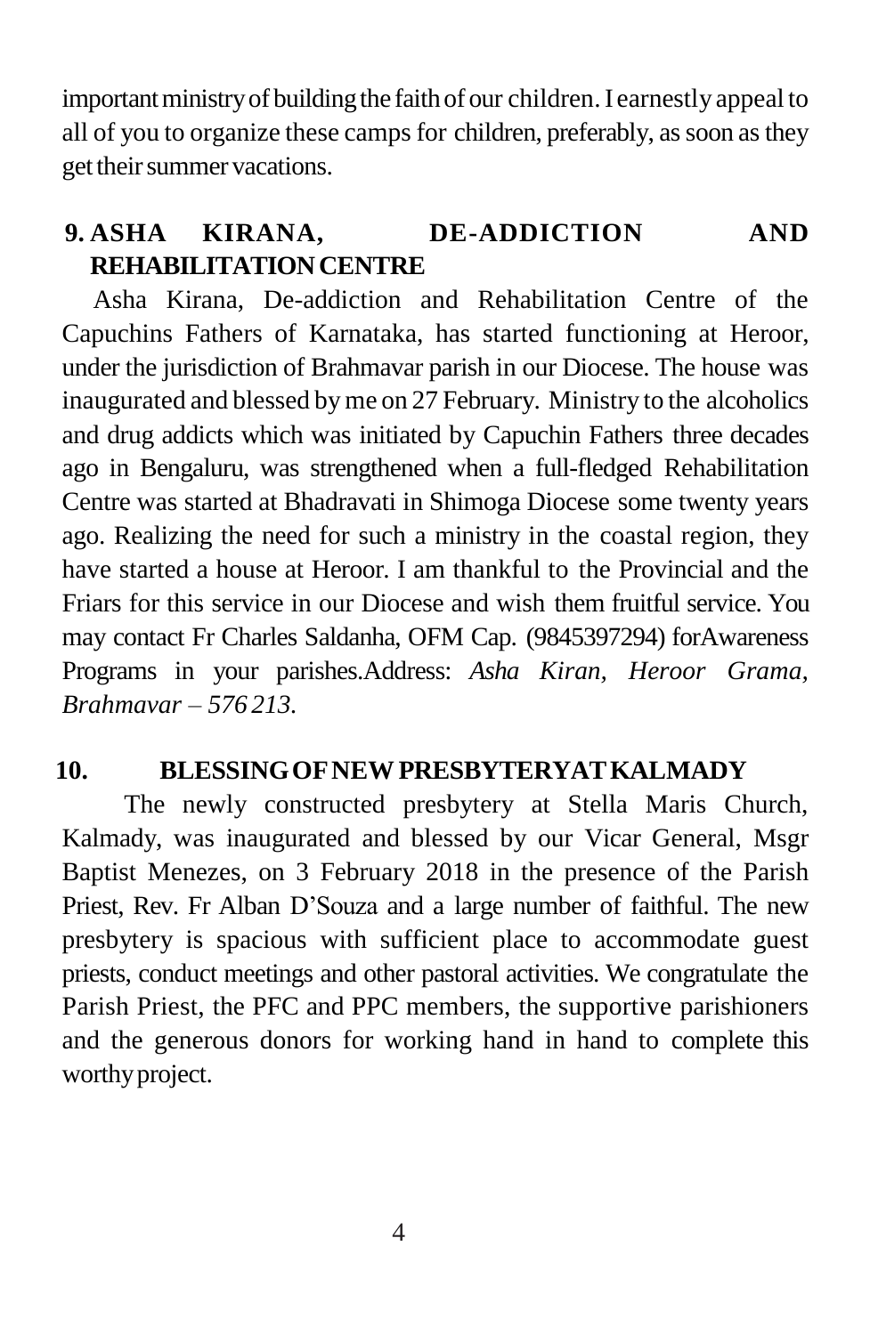important ministry of building the faith of our children. I earnestly appeal to all of you to organize these camps for children, preferably, as soon as they get their summer vacations.

## 9. ASHA KIRANA, DE-ADDICTION AND REHABILITATION CENTRE

Asha Kirana, De-addiction and Rehabilitation Centre of the Capuchins Fathers of Karnataka, has started functioning at Heroor, under the jurisdiction of Brahmavar parish in our Diocese. The house was inaugurated and blessed by me on 27 February. Ministry to the alcoholics and drug addicts which was initiated by Capuchin Fathers three decades ago in Bengaluru, was strengthened when a full-fledged Rehabilitation Centre was started at Bhadravati in Shimoga Diocese some twenty years ago. Realizing the need for such a ministry in the coastal region, they have started a house at Heroor. I am thankful to the Provincial and the Friars for this service in our Diocese and wish them fruitful service. You may contact Fr Charles Saldanha, OFM Cap. (9845397294) forAwareness Programs in your parishes.Address: *Asha Kiran, Heroor Grama, Brahmavar – 576 213.*

## 10. BLESSING OF NEW PRESBYTERY AT KALMADY

The newly constructed presbytery at Stella Maris Church, Kalmady, was inaugurated and blessed by our Vicar General, Msgr Baptist Menezes, on 3 February 2018 in the presence of the Parish Priest, Rev. Fr Alban D'Souza and a large number of faithful. The new presbytery is spacious with sufficient place to accommodate guest priests, conduct meetings and other pastoral activities. We congratulate the Parish Priest, the PFC and PPC members, the supportive parishioners and the generous donors for working hand in hand to complete this worthy project.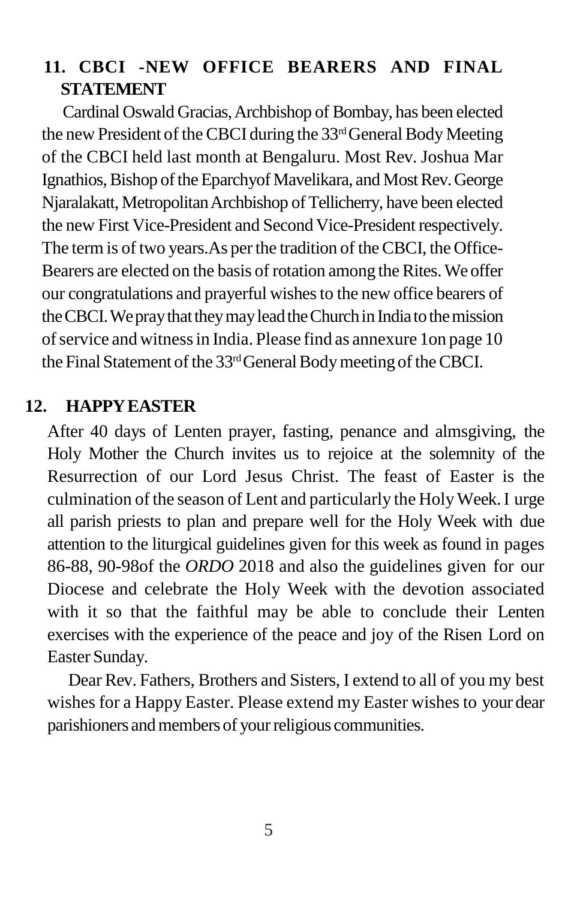## 11. CBCI -NEW OFFICE BEARERS AND FINAL STATEMENT

Cardinal Oswald Gracias, Archbishop of Bombay, has been elected the new President of the CBCI during the 33rd General Body Meeting of the CBCI held last month at Bengaluru. Most Rev. Joshua Mar Ignathios, Bishop of the Eparchyof Mavelikara, and Most Rev. George Njaralakatt, Metropolitan Archbishop of Tellicherry, have been elected the new First Vice-President and Second Vice-President respectively. The term is of two years.As per the tradition of the CBCI, the Office-Bearers are elected on the basis of rotation among the Rites. We offer our congratulations and prayerful wishes to the new office bearers of the CBCI. We pray that they may lead the Church in India to the mission of service and witness in India. Please find as annexure 1on page 10 the Final Statement of the 33rd General Body meeting of the CBCI.

## 12. HAPPY EASTER

After 40 days of Lenten prayer, fasting, penance and almsgiving, the Holy Mother the Church invites us to rejoice at the solemnity of the Resurrection of our Lord Jesus Christ. The feast of Easter is the culmination of the season of Lent and particularly the Holy Week. I urge all parish priests to plan and prepare well for the Holy Week with due attention to the liturgical guidelines given for this week as found in pages 86-88, 90-98of the *ORDO* 2018 and also the guidelines given for our Diocese and celebrate the Holy Week with the devotion associated with it so that the faithful may be able to conclude their Lenten exercises with the experience of the peace and joy of the Risen Lord on Easter Sunday.

Dear Rev. Fathers, Brothers and Sisters, I extend to all of you my best wishes for a Happy Easter. Please extend my Easter wishes to your dear parishioners and members of your religious communities.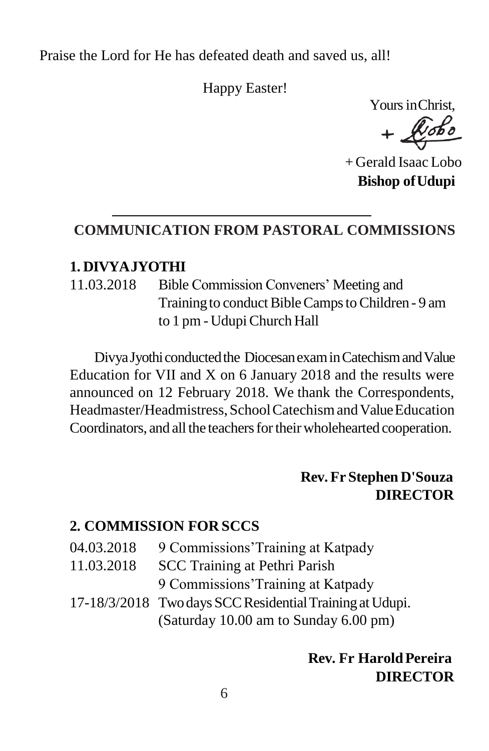Praise the Lord for He has defeated death and saved us, all!

Happy Easter!

Yours in Christ,

+ Lobo

+ Gerald Isaac Lobo
**Bishop of Udupi**

---

## COMMUNICATION FROM PASTORAL COMMISSIONS

### 1. DIVYA JYOTHI

| | |
|---|---|
| 11.03.2018 | Bible Commission Conveners' Meeting and Training to conduct Bible Camps to Children - 9 am to 1 pm - Udupi Church Hall |

Divya Jyothi conducted the Diocesan exam in Catechism and Value Education for VII and X on 6 January 2018 and the results were announced on 12 February 2018. We thank the Correspondents, Headmaster/Headmistress, School Catechism and Value Education Coordinators, and all the teachers for their wholehearted cooperation.

**Rev. Fr Stephen D'Souza**
**DIRECTOR**

### 2. COMMISSION FOR SCCS

| | |
|---|---|
| 04.03.2018 | 9 Commissions' Training at Katpady |
| 11.03.2018 | SCC Training at Pethri Parish |
| | 9 Commissions' Training at Katpady |
| 17-18/3/2018 | Two days SCC Residential Training at Udupi. (Saturday 10.00 am to Sunday 6.00 pm) |

**Rev. Fr Harold Pereira**
**DIRECTOR**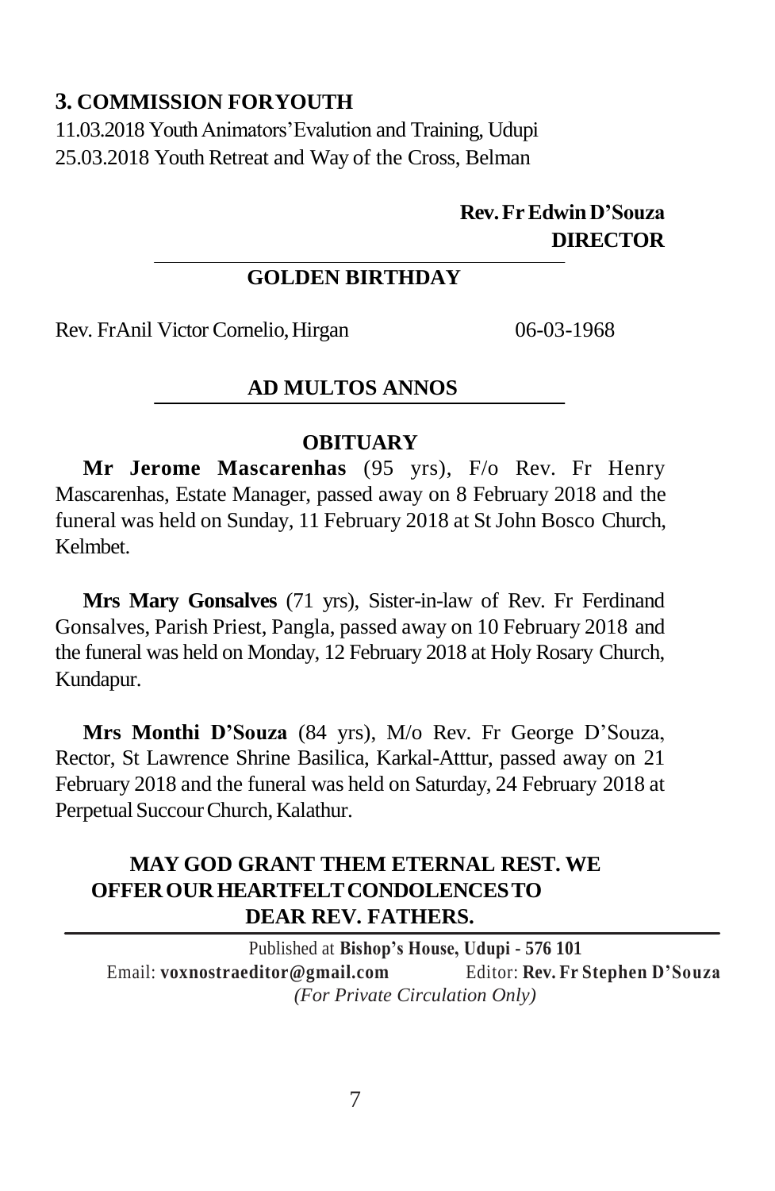## 3. COMMISSION FORYOUTH

11.03.2018 Youth Animators'Evalution and Training, Udupi
25.03.2018 Youth Retreat and Way of the Cross, Belman

**Rev. Fr Edwin D'Souza**
**DIRECTOR**

---

## GOLDEN BIRTHDAY

Rev. FrAnil Victor Cornelio, Hirgan 06-03-1968

**AD MULTOS ANNOS**

---

## OBITUARY

**Mr Jerome Mascarenhas** (95 yrs), F/o Rev. Fr Henry Mascarenhas, Estate Manager, passed away on 8 February 2018 and the funeral was held on Sunday, 11 February 2018 at St John Bosco Church, Kelmbet.

**Mrs Mary Gonsalves** (71 yrs), Sister-in-law of Rev. Fr Ferdinand Gonsalves, Parish Priest, Pangla, passed away on 10 February 2018 and the funeral was held on Monday, 12 February 2018 at Holy Rosary Church, Kundapur.

**Mrs Monthi D'Souza** (84 yrs), M/o Rev. Fr George D'Souza, Rector, St Lawrence Shrine Basilica, Karkal-Atttur, passed away on 21 February 2018 and the funeral was held on Saturday, 24 February 2018 at Perpetual Succour Church, Kalathur.

**MAY GOD GRANT THEM ETERNAL REST. WE OFFER OUR HEARTFELT CONDOLENCES TO DEAR REV. FATHERS.**

---

Published at **Bishop's House, Udupi - 576 101**
Email: **voxnostraeditor@gmail.com** Editor: **Rev. Fr Stephen D'Souza**
*(For Private Circulation Only)*